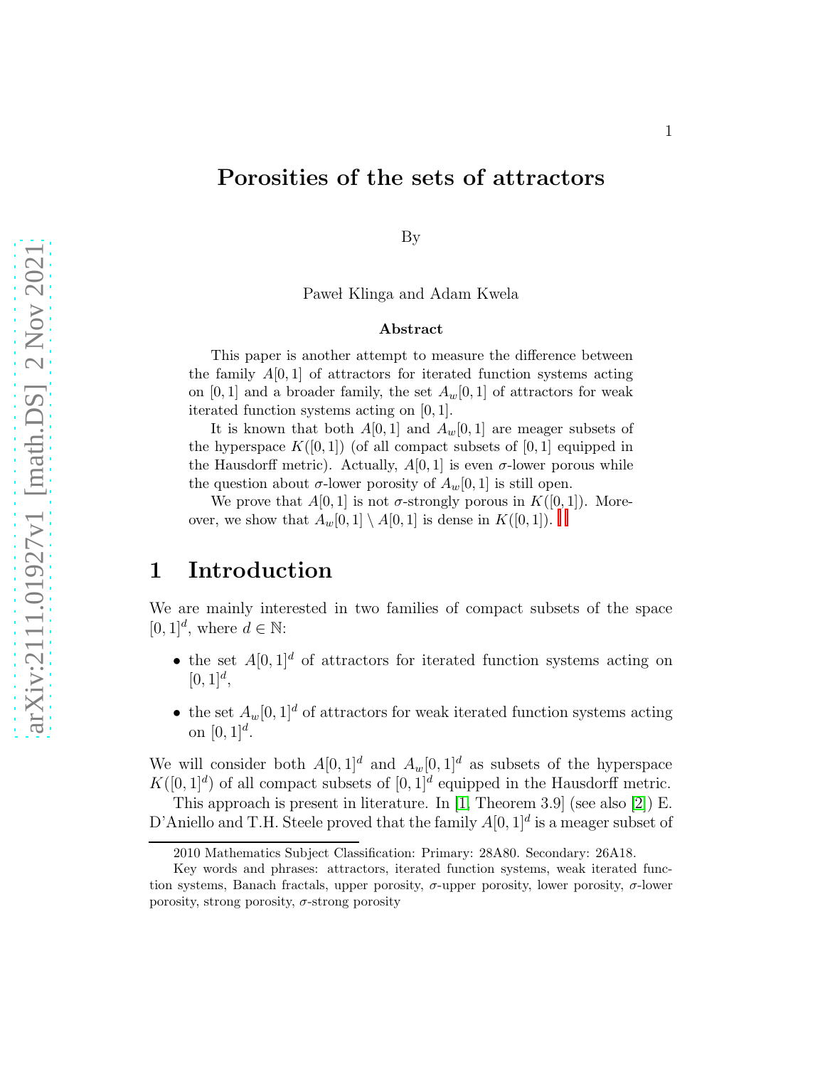# Porosities of the sets of attractors

By

Paweł Klinga and Adam Kwela

**Abstract**

This paper is another attempt to measure the difference between the family $A[0,1]$ of attractors for iterated function systems acting on $[0,1]$ and a broader family, the set $A_w[0,1]$ of attractors for weak iterated function systems acting on $[0,1]$.

It is known that both $A[0,1]$ and $A_w[0,1]$ are meager subsets of the hyperspace $K([0,1])$ (of all compact subsets of $[0,1]$ equipped in the Hausdorff metric). Actually, $A[0,1]$ is even $\sigma$-lower porous while the question about $\sigma$-lower porosity of $A_w[0,1]$ is still open.

We prove that $A[0,1]$ is not $\sigma$-strongly porous in $K([0,1])$. Moreover, we show that $A_w[0,1] \setminus A[0,1]$ is dense in $K([0,1])$.

## 1 Introduction

We are mainly interested in two families of compact subsets of the space $[0,1]^d$, where $d \in \mathbb{N}$:

- the set $A[0,1]^d$ of attractors for iterated function systems acting on $[0,1]^d$,
- the set $A_w[0,1]^d$ of attractors for weak iterated function systems acting on $[0,1]^d$.

We will consider both $A[0,1]^d$ and $A_w[0,1]^d$ as subsets of the hyperspace $K([0,1]^d)$ of all compact subsets of $[0,1]^d$ equipped in the Hausdorff metric.

This approach is present in literature. In [1, Theorem 3.9] (see also [2]) E. D'Aniello and T.H. Steele proved that the family $A[0,1]^d$ is a meager subset of

2010 Mathematics Subject Classification: Primary: 28A80. Secondary: 26A18.

Key words and phrases: attractors, iterated function systems, weak iterated function systems, Banach fractals, upper porosity, $\sigma$-upper porosity, lower porosity, $\sigma$-lower porosity, strong porosity, $\sigma$-strong porosity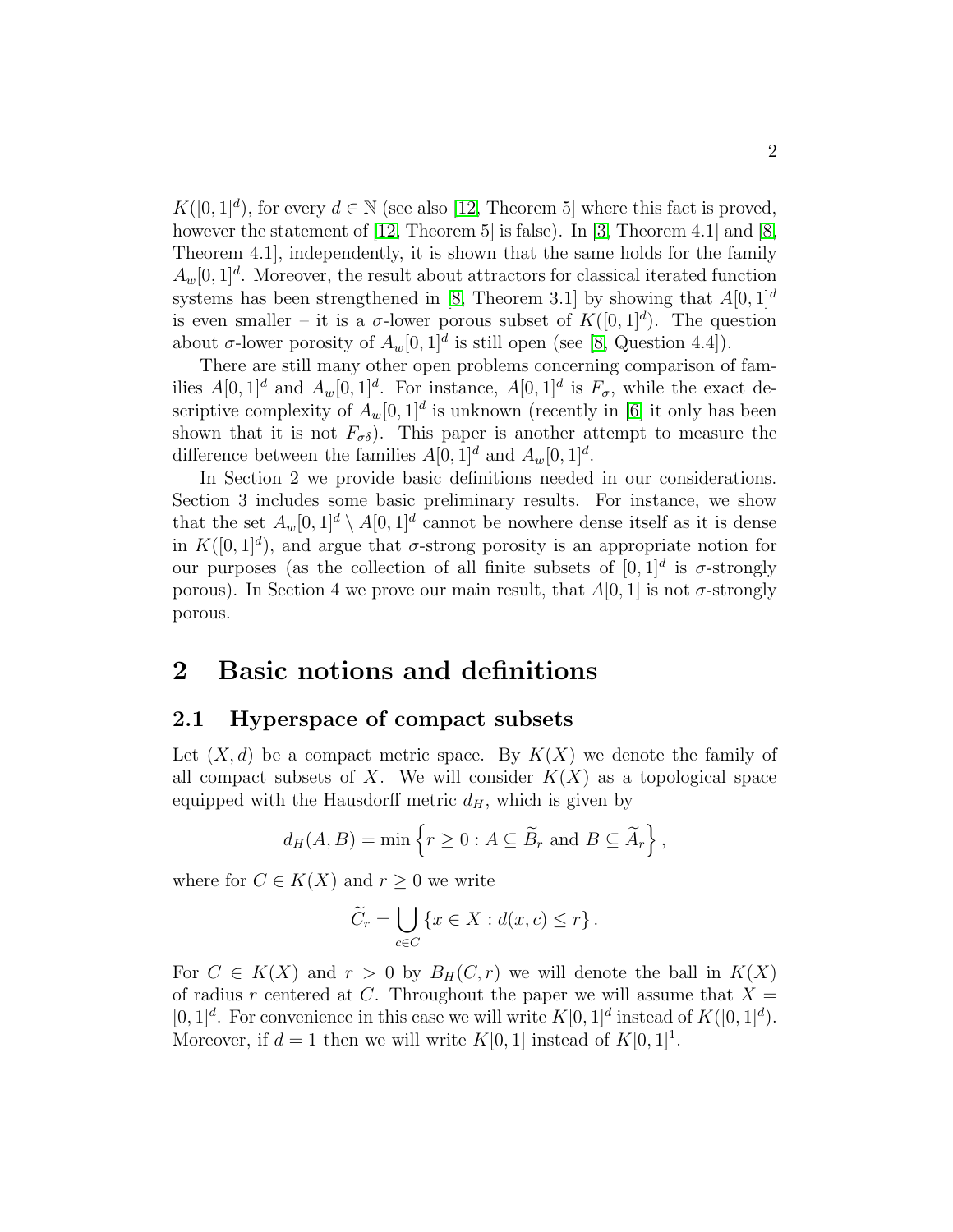$K([0,1]^d)$, for every $d \in \mathbb{N}$ (see also [12, Theorem 5] where this fact is proved, however the statement of [12, Theorem 5] is false). In [3, Theorem 4.1] and [8, Theorem 4.1], independently, it is shown that the same holds for the family $A_w[0,1]^d$. Moreover, the result about attractors for classical iterated function systems has been strengthened in [8, Theorem 3.1] by showing that $A[0,1]^d$ is even smaller – it is a $\sigma$-lower porous subset of $K([0,1]^d)$. The question about $\sigma$-lower porosity of $A_w[0,1]^d$ is still open (see [8, Question 4.4]).

There are still many other open problems concerning comparison of families $A[0,1]^d$ and $A_w[0,1]^d$. For instance, $A[0,1]^d$ is $F_\sigma$, while the exact descriptive complexity of $A_w[0,1]^d$ is unknown (recently in [6] it only has been shown that it is not $F_{\sigma\delta}$). This paper is another attempt to measure the difference between the families $A[0,1]^d$ and $A_w[0,1]^d$.

In Section 2 we provide basic definitions needed in our considerations. Section 3 includes some basic preliminary results. For instance, we show that the set $A_w[0,1]^d \setminus A[0,1]^d$ cannot be nowhere dense itself as it is dense in $K([0,1]^d)$, and argue that $\sigma$-strong porosity is an appropriate notion for our purposes (as the collection of all finite subsets of $[0,1]^d$ is $\sigma$-strongly porous). In Section 4 we prove our main result, that $A[0,1]$ is not $\sigma$-strongly porous.

# 2 Basic notions and definitions

## 2.1 Hyperspace of compact subsets

Let $(X,d)$ be a compact metric space. By $K(X)$ we denote the family of all compact subsets of $X$. We will consider $K(X)$ as a topological space equipped with the Hausdorff metric $d_H$, which is given by

$$d_H(A,B) = \min\left\{ r \geq 0 : A \subseteq \widetilde{B}_r \text{ and } B \subseteq \widetilde{A}_r \right\},$$

where for $C \in K(X)$ and $r \geq 0$ we write

$$\widetilde{C}_r = \bigcup_{c \in C} \{ x \in X : d(x,c) \leq r \}.$$

For $C \in K(X)$ and $r > 0$ by $B_H(C,r)$ we will denote the ball in $K(X)$ of radius $r$ centered at $C$. Throughout the paper we will assume that $X = [0,1]^d$. For convenience in this case we will write $K[0,1]^d$ instead of $K([0,1]^d)$. Moreover, if $d = 1$ then we will write $K[0,1]$ instead of $K[0,1]^1$.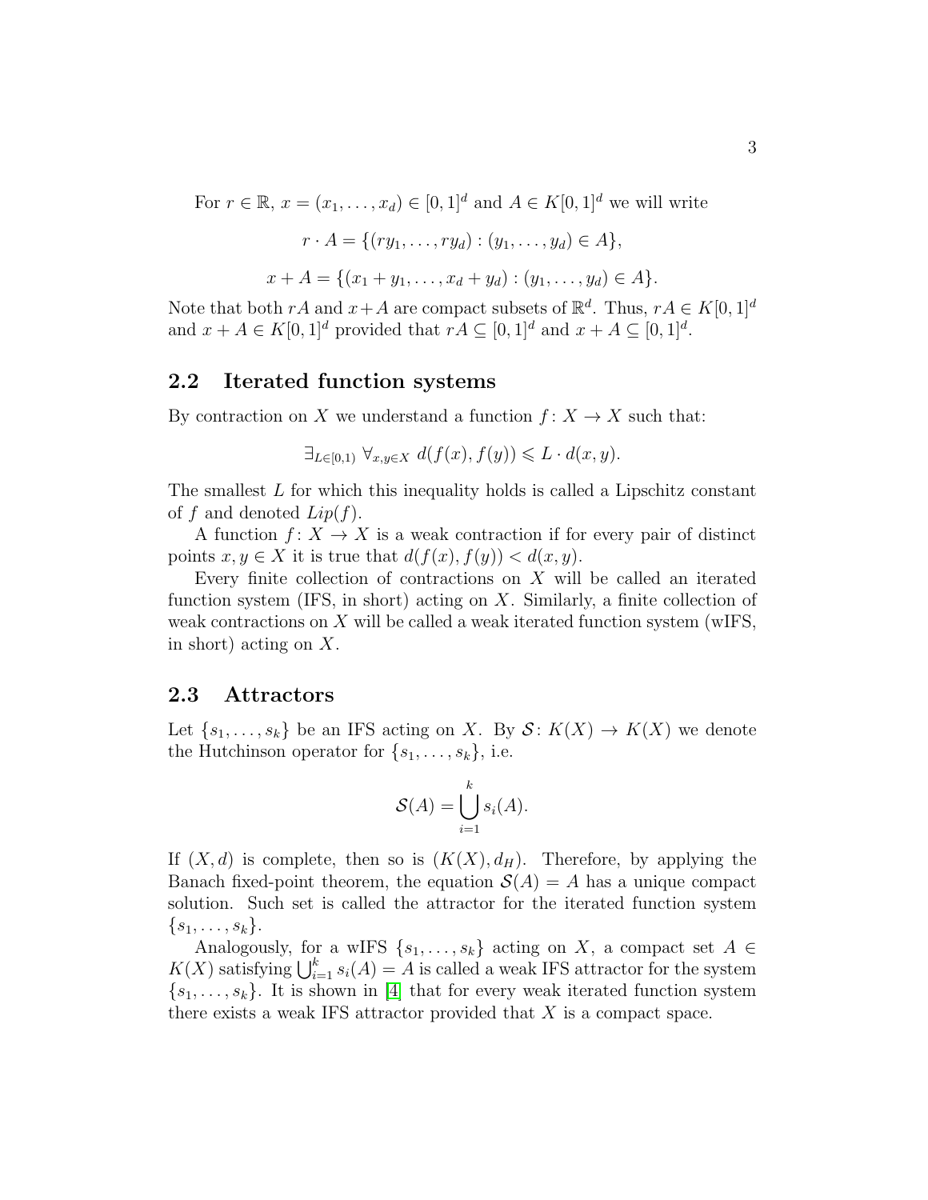For $r \in \mathbb{R}$, $x = (x_1, \ldots, x_d) \in [0,1]^d$ and $A \in K[0,1]^d$ we will write

$$r \cdot A = \{(ry_1, \ldots, ry_d) : (y_1, \ldots, y_d) \in A\},$$

$$x + A = \{(x_1 + y_1, \ldots, x_d + y_d) : (y_1, \ldots, y_d) \in A\}.$$

Note that both $rA$ and $x+A$ are compact subsets of $\mathbb{R}^d$. Thus, $rA \in K[0,1]^d$ and $x + A \in K[0,1]^d$ provided that $rA \subseteq [0,1]^d$ and $x + A \subseteq [0,1]^d$.

## 2.2 Iterated function systems

By contraction on $X$ we understand a function $f \colon X \to X$ such that:

$$\exists_{L \in [0,1)} \; \forall_{x,y \in X} \; d(f(x), f(y)) \leqslant L \cdot d(x,y).$$

The smallest $L$ for which this inequality holds is called a Lipschitz constant of $f$ and denoted $Lip(f)$.

A function $f \colon X \to X$ is a weak contraction if for every pair of distinct points $x, y \in X$ it is true that $d(f(x), f(y)) < d(x,y)$.

Every finite collection of contractions on $X$ will be called an iterated function system (IFS, in short) acting on $X$. Similarly, a finite collection of weak contractions on $X$ will be called a weak iterated function system (wIFS, in short) acting on $X$.

## 2.3 Attractors

Let $\{s_1, \ldots, s_k\}$ be an IFS acting on $X$. By $\mathcal{S} \colon K(X) \to K(X)$ we denote the Hutchinson operator for $\{s_1, \ldots, s_k\}$, i.e.

$$\mathcal{S}(A) = \bigcup_{i=1}^{k} s_i(A).$$

If $(X, d)$ is complete, then so is $(K(X), d_H)$. Therefore, by applying the Banach fixed-point theorem, the equation $\mathcal{S}(A) = A$ has a unique compact solution. Such set is called the attractor for the iterated function system $\{s_1, \ldots, s_k\}$.

Analogously, for a wIFS $\{s_1, \ldots, s_k\}$ acting on $X$, a compact set $A \in K(X)$ satisfying $\bigcup_{i=1}^{k} s_i(A) = A$ is called a weak IFS attractor for the system $\{s_1, \ldots, s_k\}$. It is shown in [4] that for every weak iterated function system there exists a weak IFS attractor provided that $X$ is a compact space.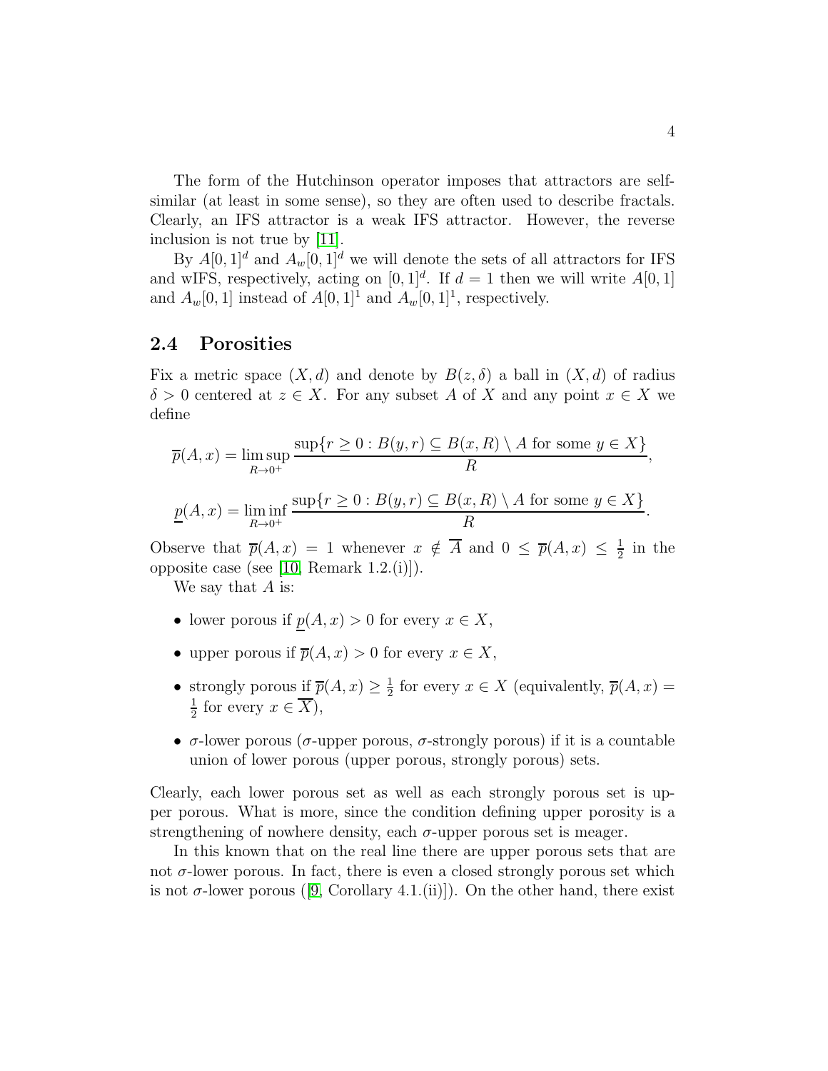The form of the Hutchinson operator imposes that attractors are self-similar (at least in some sense), so they are often used to describe fractals. Clearly, an IFS attractor is a weak IFS attractor. However, the reverse inclusion is not true by [11].

By $A[0,1]^d$ and $A_w[0,1]^d$ we will denote the sets of all attractors for IFS and wIFS, respectively, acting on $[0,1]^d$. If $d=1$ then we will write $A[0,1]$ and $A_w[0,1]$ instead of $A[0,1]^1$ and $A_w[0,1]^1$, respectively.

## 2.4 Porosities

Fix a metric space $(X,d)$ and denote by $B(z,\delta)$ a ball in $(X,d)$ of radius $\delta>0$ centered at $z\in X$. For any subset $A$ of $X$ and any point $x\in X$ we define

$$\overline{p}(A,x)=\limsup_{R\to 0^+}\frac{\sup\{r\geq 0: B(y,r)\subseteq B(x,R)\setminus A \text{ for some } y\in X\}}{R},$$

$$\underline{p}(A,x)=\liminf_{R\to 0^+}\frac{\sup\{r\geq 0: B(y,r)\subseteq B(x,R)\setminus A \text{ for some } y\in X\}}{R}.$$

Observe that $\overline{p}(A,x)=1$ whenever $x\notin\overline{A}$ and $0\leq\overline{p}(A,x)\leq\frac{1}{2}$ in the opposite case (see [10, Remark 1.2.(i)]).

We say that $A$ is:

- lower porous if $\underline{p}(A,x)>0$ for every $x\in X$,
- upper porous if $\overline{p}(A,x)>0$ for every $x\in X$,
- strongly porous if $\overline{p}(A,x)\geq\frac{1}{2}$ for every $x\in X$ (equivalently, $\overline{p}(A,x)=\frac{1}{2}$ for every $x\in\overline{X}$),
- $\sigma$-lower porous ($\sigma$-upper porous, $\sigma$-strongly porous) if it is a countable union of lower porous (upper porous, strongly porous) sets.

Clearly, each lower porous set as well as each strongly porous set is upper porous. What is more, since the condition defining upper porosity is a strengthening of nowhere density, each $\sigma$-upper porous set is meager.

In this known that on the real line there are upper porous sets that are not $\sigma$-lower porous. In fact, there is even a closed strongly porous set which is not $\sigma$-lower porous ([9, Corollary 4.1.(ii)]). On the other hand, there exist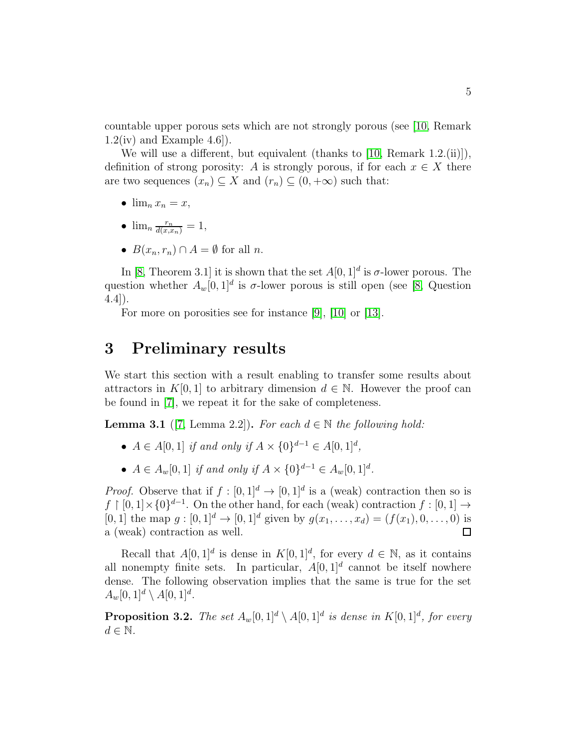countable upper porous sets which are not strongly porous (see [10, Remark 1.2(iv) and Example 4.6]).

We will use a different, but equivalent (thanks to [10, Remark 1.2.(ii)]), definition of strong porosity: $A$ is strongly porous, if for each $x \in X$ there are two sequences $(x_n) \subseteq X$ and $(r_n) \subseteq (0, +\infty)$ such that:

- $\lim_n x_n = x$,
- $\lim_n \frac{r_n}{d(x,x_n)} = 1$,
- $B(x_n, r_n) \cap A = \emptyset$ for all $n$.

In [8, Theorem 3.1] it is shown that the set $A[0,1]^d$ is $\sigma$-lower porous. The question whether $A_w[0,1]^d$ is $\sigma$-lower porous is still open (see [8, Question 4.4]).

For more on porosities see for instance [9], [10] or [13].

# 3 Preliminary results

We start this section with a result enabling to transfer some results about attractors in $K[0,1]$ to arbitrary dimension $d \in \mathbb{N}$. However the proof can be found in [7], we repeat it for the sake of completeness.

**Lemma 3.1** ([7, Lemma 2.2]). *For each $d \in \mathbb{N}$ the following hold:*

- *$A \in A[0,1]$ if and only if $A \times \{0\}^{d-1} \in A[0,1]^d$,*
- *$A \in A_w[0,1]$ if and only if $A \times \{0\}^{d-1} \in A_w[0,1]^d$.*

*Proof.* Observe that if $f : [0,1]^d \to [0,1]^d$ is a (weak) contraction then so is $f \restriction [0,1] \times \{0\}^{d-1}$. On the other hand, for each (weak) contraction $f : [0,1] \to [0,1]$ the map $g : [0,1]^d \to [0,1]^d$ given by $g(x_1, \ldots, x_d) = (f(x_1), 0, \ldots, 0)$ is a (weak) contraction as well. $\square$

Recall that $A[0,1]^d$ is dense in $K[0,1]^d$, for every $d \in \mathbb{N}$, as it contains all nonempty finite sets. In particular, $A[0,1]^d$ cannot be itself nowhere dense. The following observation implies that the same is true for the set $A_w[0,1]^d \setminus A[0,1]^d$.

**Proposition 3.2.** *The set $A_w[0,1]^d \setminus A[0,1]^d$ is dense in $K[0,1]^d$, for every $d \in \mathbb{N}$.*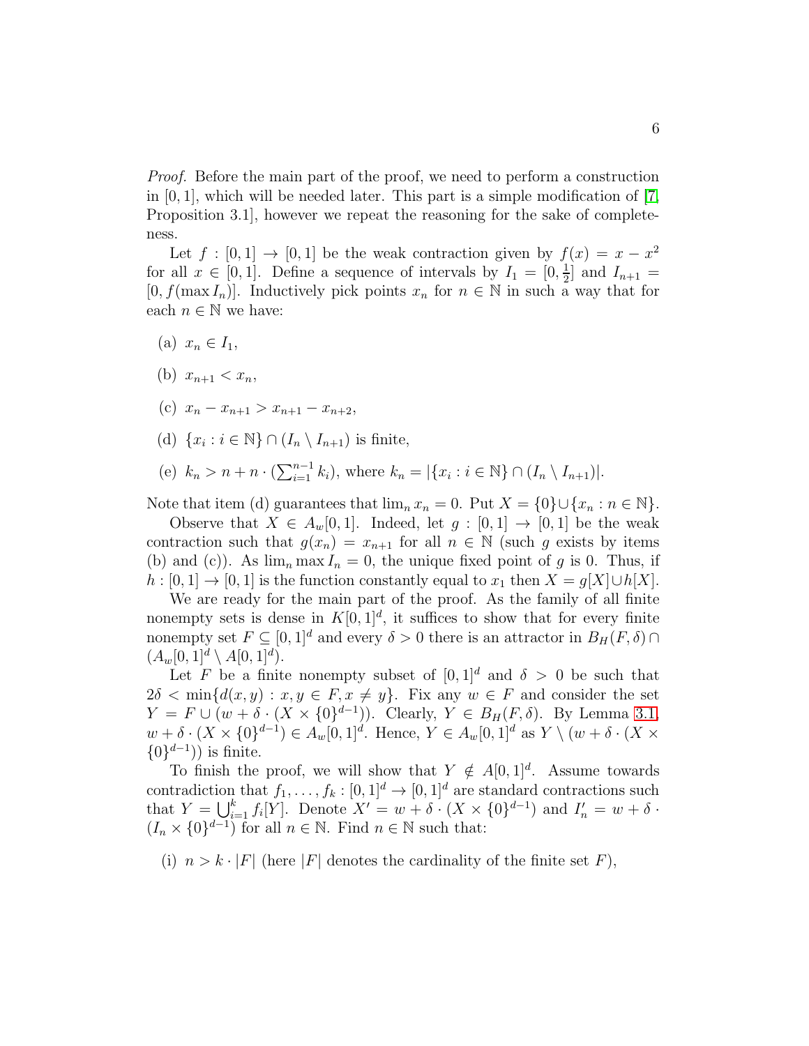*Proof.* Before the main part of the proof, we need to perform a construction in $[0,1]$, which will be needed later. This part is a simple modification of [7, Proposition 3.1], however we repeat the reasoning for the sake of completeness.

Let $f : [0,1] \to [0,1]$ be the weak contraction given by $f(x) = x - x^2$ for all $x \in [0,1]$. Define a sequence of intervals by $I_1 = [0, \frac{1}{2}]$ and $I_{n+1} = [0, f(\max I_n)]$. Inductively pick points $x_n$ for $n \in \mathbb{N}$ in such a way that for each $n \in \mathbb{N}$ we have:

(a) $x_n \in I_1$,

(b) $x_{n+1} < x_n$,

(c) $x_n - x_{n+1} > x_{n+1} - x_{n+2}$,

(d) $\{x_i : i \in \mathbb{N}\} \cap (I_n \setminus I_{n+1})$ is finite,

(e) $k_n > n + n \cdot (\sum_{i=1}^{n-1} k_i)$, where $k_n = |\{x_i : i \in \mathbb{N}\} \cap (I_n \setminus I_{n+1})|$.

Note that item (d) guarantees that $\lim_n x_n = 0$. Put $X = \{0\} \cup \{x_n : n \in \mathbb{N}\}$.

Observe that $X \in A_w[0,1]$. Indeed, let $g : [0,1] \to [0,1]$ be the weak contraction such that $g(x_n) = x_{n+1}$ for all $n \in \mathbb{N}$ (such $g$ exists by items (b) and (c)). As $\lim_n \max I_n = 0$, the unique fixed point of $g$ is $0$. Thus, if $h : [0,1] \to [0,1]$ is the function constantly equal to $x_1$ then $X = g[X] \cup h[X]$.

We are ready for the main part of the proof. As the family of all finite nonempty sets is dense in $K[0,1]^d$, it suffices to show that for every finite nonempty set $F \subseteq [0,1]^d$ and every $\delta > 0$ there is an attractor in $B_H(F, \delta) \cap (A_w[0,1]^d \setminus A[0,1]^d)$.

Let $F$ be a finite nonempty subset of $[0,1]^d$ and $\delta > 0$ be such that $2\delta < \min\{d(x,y) : x, y \in F, x \neq y\}$. Fix any $w \in F$ and consider the set $Y = F \cup (w + \delta \cdot (X \times \{0\}^{d-1}))$. Clearly, $Y \in B_H(F, \delta)$. By Lemma 3.1, $w + \delta \cdot (X \times \{0\}^{d-1}) \in A_w[0,1]^d$. Hence, $Y \in A_w[0,1]^d$ as $Y \setminus (w + \delta \cdot (X \times \{0\}^{d-1}))$ is finite.

To finish the proof, we will show that $Y \notin A[0,1]^d$. Assume towards contradiction that $f_1, \ldots, f_k : [0,1]^d \to [0,1]^d$ are standard contractions such that $Y = \bigcup_{i=1}^k f_i[Y]$. Denote $X' = w + \delta \cdot (X \times \{0\}^{d-1})$ and $I'_n = w + \delta \cdot (I_n \times \{0\}^{d-1})$ for all $n \in \mathbb{N}$. Find $n \in \mathbb{N}$ such that:

(i) $n > k \cdot |F|$ (here $|F|$ denotes the cardinality of the finite set $F$),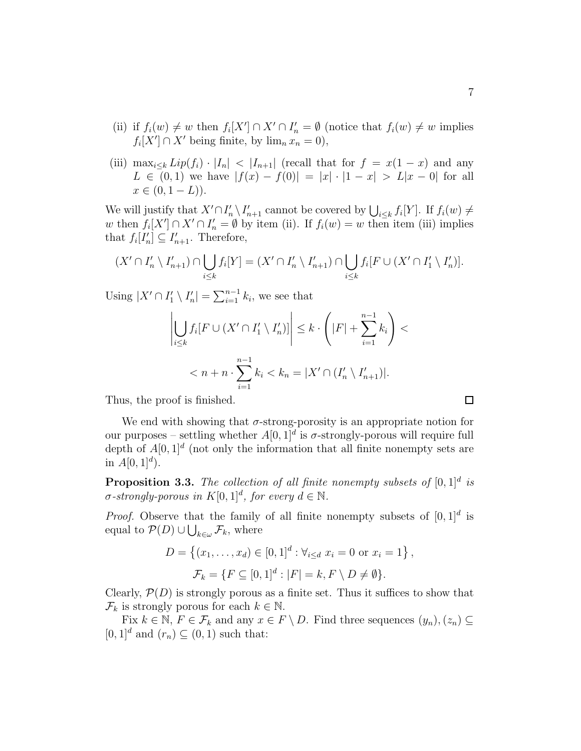(ii) if $f_i(w) \neq w$ then $f_i[X'] \cap X' \cap I'_n = \emptyset$ (notice that $f_i(w) \neq w$ implies $f_i[X'] \cap X'$ being finite, by $\lim_n x_n = 0$),

(iii) $\max_{i \leq k} Lip(f_i) \cdot |I_n| < |I_{n+1}|$ (recall that for $f = x(1-x)$ and any $L \in (0,1)$ we have $|f(x) - f(0)| = |x| \cdot |1-x| > L|x - 0|$ for all $x \in (0, 1-L)$).

We will justify that $X' \cap I'_n \setminus I'_{n+1}$ cannot be covered by $\bigcup_{i \leq k} f_i[Y]$. If $f_i(w) \neq w$ then $f_i[X'] \cap X' \cap I'_n = \emptyset$ by item (ii). If $f_i(w) = w$ then item (iii) implies that $f_i[I'_n] \subseteq I'_{n+1}$. Therefore,

$$(X' \cap I'_n \setminus I'_{n+1}) \cap \bigcup_{i \leq k} f_i[Y] = (X' \cap I'_n \setminus I'_{n+1}) \cap \bigcup_{i \leq k} f_i[F \cup (X' \cap I'_1 \setminus I'_n)].$$

Using $|X' \cap I'_1 \setminus I'_n| = \sum_{i=1}^{n-1} k_i$, we see that

$$\left| \bigcup_{i \leq k} f_i[F \cup (X' \cap I'_1 \setminus I'_n)] \right| \leq k \cdot \left( |F| + \sum_{i=1}^{n-1} k_i \right) <$$

$$< n + n \cdot \sum_{i=1}^{n-1} k_i < k_n = |X' \cap (I'_n \setminus I'_{n+1})|.$$

Thus, the proof is finished. □

We end with showing that $\sigma$-strong-porosity is an appropriate notion for our purposes – settling whether $A[0,1]^d$ is $\sigma$-strongly-porous will require full depth of $A[0,1]^d$ (not only the information that all finite nonempty sets are in $A[0,1]^d$).

**Proposition 3.3.** *The collection of all finite nonempty subsets of $[0,1]^d$ is $\sigma$-strongly-porous in $K[0,1]^d$, for every $d \in \mathbb{N}$.*

*Proof.* Observe that the family of all finite nonempty subsets of $[0,1]^d$ is equal to $\mathcal{P}(D) \cup \bigcup_{k \in \omega} \mathcal{F}_k$, where

$$D = \left\{ (x_1, \ldots, x_d) \in [0,1]^d : \forall_{i \leq d} \; x_i = 0 \text{ or } x_i = 1 \right\},$$

$$\mathcal{F}_k = \{ F \subseteq [0,1]^d : |F| = k, F \setminus D \neq \emptyset \}.$$

Clearly, $\mathcal{P}(D)$ is strongly porous as a finite set. Thus it suffices to show that $\mathcal{F}_k$ is strongly porous for each $k \in \mathbb{N}$.

Fix $k \in \mathbb{N}$, $F \in \mathcal{F}_k$ and any $x \in F \setminus D$. Find three sequences $(y_n), (z_n) \subseteq [0,1]^d$ and $(r_n) \subseteq (0,1)$ such that: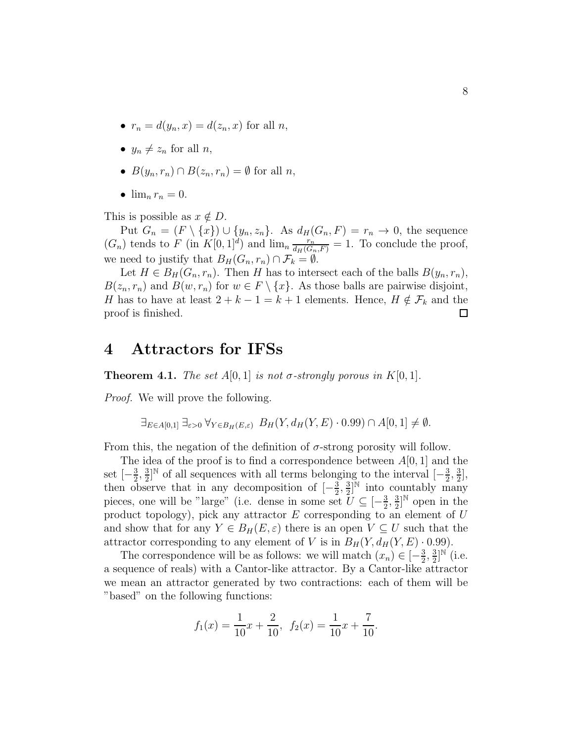- $r_n = d(y_n, x) = d(z_n, x)$ for all $n$,
- $y_n \neq z_n$ for all $n$,
- $B(y_n, r_n) \cap B(z_n, r_n) = \emptyset$ for all $n$,
- $\lim_n r_n = 0$.

This is possible as $x \notin D$.

Put $G_n = (F \setminus \{x\}) \cup \{y_n, z_n\}$. As $d_H(G_n, F) = r_n \to 0$, the sequence $(G_n)$ tends to $F$ (in $K[0,1]^d$) and $\lim_n \frac{r_n}{d_H(G_n,F)} = 1$. To conclude the proof, we need to justify that $B_H(G_n, r_n) \cap \mathcal{F}_k = \emptyset$.

Let $H \in B_H(G_n, r_n)$. Then $H$ has to intersect each of the balls $B(y_n, r_n)$, $B(z_n, r_n)$ and $B(w, r_n)$ for $w \in F \setminus \{x\}$. As those balls are pairwise disjoint, $H$ has to have at least $2 + k - 1 = k + 1$ elements. Hence, $H \notin \mathcal{F}_k$ and the proof is finished. $\square$

# 4 Attractors for IFSs

**Theorem 4.1.** *The set $A[0,1]$ is not $\sigma$-strongly porous in $K[0,1]$.*

*Proof.* We will prove the following.

$$\exists_{E \in A[0,1]} \, \exists_{\varepsilon > 0} \, \forall_{Y \in B_H(E,\varepsilon)} \; B_H(Y, d_H(Y, E) \cdot 0.99) \cap A[0,1] \neq \emptyset.$$

From this, the negation of the definition of $\sigma$-strong porosity will follow.

The idea of the proof is to find a correspondence between $A[0,1]$ and the set $[-\frac{3}{2}, \frac{3}{2}]^{\mathbb{N}}$ of all sequences with all terms belonging to the interval $[-\frac{3}{2}, \frac{3}{2}]$, then observe that in any decomposition of $[-\frac{3}{2}, \frac{3}{2}]^{\mathbb{N}}$ into countably many pieces, one will be "large" (i.e. dense in some set $U \subseteq [-\frac{3}{2}, \frac{3}{2}]^{\mathbb{N}}$ open in the product topology), pick any attractor $E$ corresponding to an element of $U$ and show that for any $Y \in B_H(E, \varepsilon)$ there is an open $V \subseteq U$ such that the attractor corresponding to any element of $V$ is in $B_H(Y, d_H(Y, E) \cdot 0.99)$.

The correspondence will be as follows: we will match $(x_n) \in [-\frac{3}{2}, \frac{3}{2}]^{\mathbb{N}}$ (i.e. a sequence of reals) with a Cantor-like attractor. By a Cantor-like attractor we mean an attractor generated by two contractions: each of them will be "based" on the following functions:

$$f_1(x) = \frac{1}{10}x + \frac{2}{10}, \;\; f_2(x) = \frac{1}{10}x + \frac{7}{10}.$$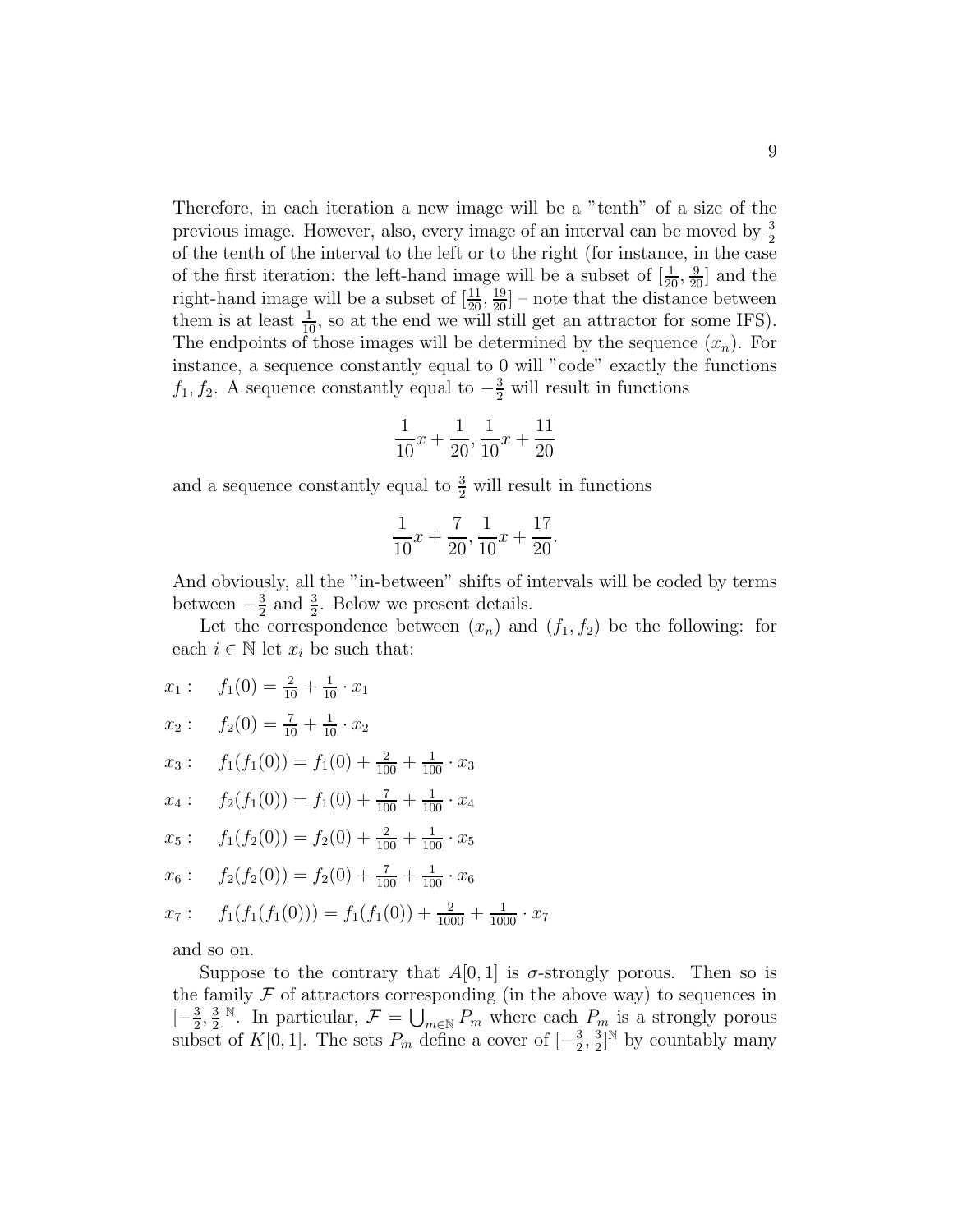Therefore, in each iteration a new image will be a "tenth" of a size of the previous image. However, also, every image of an interval can be moved by $\frac{3}{2}$ of the tenth of the interval to the left or to the right (for instance, in the case of the first iteration: the left-hand image will be a subset of $[\frac{1}{20}, \frac{9}{20}]$ and the right-hand image will be a subset of $[\frac{11}{20}, \frac{19}{20}]$ – note that the distance between them is at least $\frac{1}{10}$, so at the end we will still get an attractor for some IFS). The endpoints of those images will be determined by the sequence $(x_n)$. For instance, a sequence constantly equal to 0 will "code" exactly the functions $f_1, f_2$. A sequence constantly equal to $-\frac{3}{2}$ will result in functions

$$\frac{1}{10}x + \frac{1}{20}, \frac{1}{10}x + \frac{11}{20}$$

and a sequence constantly equal to $\frac{3}{2}$ will result in functions

$$\frac{1}{10}x + \frac{7}{20}, \frac{1}{10}x + \frac{17}{20}.$$

And obviously, all the "in-between" shifts of intervals will be coded by terms between $-\frac{3}{2}$ and $\frac{3}{2}$. Below we present details.

Let the correspondence between $(x_n)$ and $(f_1, f_2)$ be the following: for each $i \in \mathbb{N}$ let $x_i$ be such that:

$x_1 :\quad f_1(0) = \frac{2}{10} + \frac{1}{10} \cdot x_1$

$x_2 :\quad f_2(0) = \frac{7}{10} + \frac{1}{10} \cdot x_2$

$x_3 :\quad f_1(f_1(0)) = f_1(0) + \frac{2}{100} + \frac{1}{100} \cdot x_3$

$x_4 :\quad f_2(f_1(0)) = f_1(0) + \frac{7}{100} + \frac{1}{100} \cdot x_4$

$x_5 :\quad f_1(f_2(0)) = f_2(0) + \frac{2}{100} + \frac{1}{100} \cdot x_5$

$x_6 :\quad f_2(f_2(0)) = f_2(0) + \frac{7}{100} + \frac{1}{100} \cdot x_6$

$x_7 :\quad f_1(f_1(f_1(0))) = f_1(f_1(0)) + \frac{2}{1000} + \frac{1}{1000} \cdot x_7$

and so on.

Suppose to the contrary that $A[0,1]$ is $\sigma$-strongly porous. Then so is the family $\mathcal{F}$ of attractors corresponding (in the above way) to sequences in $[-\frac{3}{2}, \frac{3}{2}]^{\mathbb{N}}$. In particular, $\mathcal{F} = \bigcup_{m \in \mathbb{N}} P_m$ where each $P_m$ is a strongly porous subset of $K[0,1]$. The sets $P_m$ define a cover of $[-\frac{3}{2}, \frac{3}{2}]^{\mathbb{N}}$ by countably many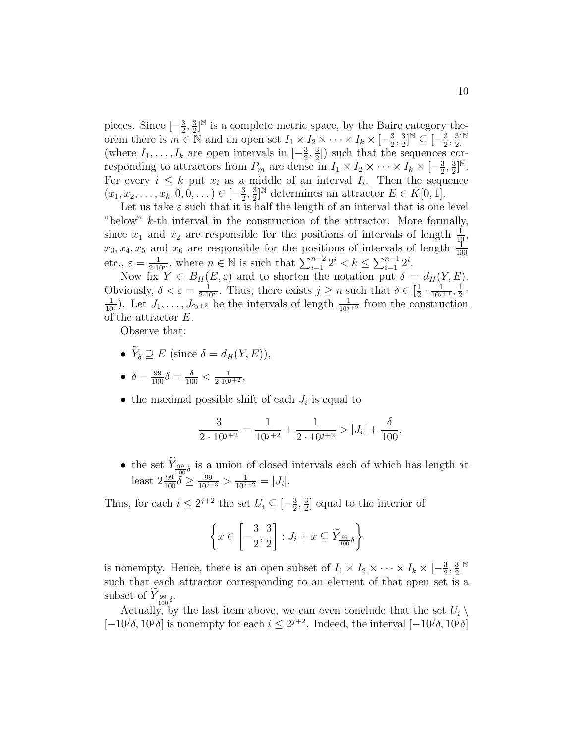pieces. Since $[-\frac{3}{2},\frac{3}{2}]^{\mathbb{N}}$ is a complete metric space, by the Baire category theorem there is $m \in \mathbb{N}$ and an open set $I_1 \times I_2 \times \cdots \times I_k \times [-\frac{3}{2},\frac{3}{2}]^{\mathbb{N}} \subseteq [-\frac{3}{2},\frac{3}{2}]^{\mathbb{N}}$ (where $I_1,\ldots,I_k$ are open intervals in $[-\frac{3}{2},\frac{3}{2}]$) such that the sequences corresponding to attractors from $P_m$ are dense in $I_1 \times I_2 \times \cdots \times I_k \times [-\frac{3}{2},\frac{3}{2}]^{\mathbb{N}}$. For every $i \le k$ put $x_i$ as a middle of an interval $I_i$. Then the sequence $(x_1,x_2,\ldots,x_k,0,0,\ldots) \in [-\frac{3}{2},\frac{3}{2}]^{\mathbb{N}}$ determines an attractor $E \in K[0,1]$.

Let us take $\varepsilon$ such that it is half the length of an interval that is one level "below" $k$-th interval in the construction of the attractor. More formally, since $x_1$ and $x_2$ are responsible for the positions of intervals of length $\frac{1}{10}$, $x_3,x_4,x_5$ and $x_6$ are responsible for the positions of intervals of length $\frac{1}{100}$ etc., $\varepsilon = \frac{1}{2\cdot 10^n}$, where $n \in \mathbb{N}$ is such that $\sum_{i=1}^{n-2} 2^i < k \le \sum_{i=1}^{n-1} 2^i$.

Now fix $Y \in B_H(E,\varepsilon)$ and to shorten the notation put $\delta = d_H(Y,E)$. Obviously, $\delta < \varepsilon = \frac{1}{2\cdot 10^n}$. Thus, there exists $j \ge n$ such that $\delta \in [\frac{1}{2}\cdot\frac{1}{10^{j+1}},\frac{1}{2}\cdot\frac{1}{10^j})$. Let $J_1,\ldots,J_{2^{j+2}}$ be the intervals of length $\frac{1}{10^{j+2}}$ from the construction of the attractor $E$.

Observe that:

- $\widetilde{Y}_\delta \supseteq E$ (since $\delta = d_H(Y,E)$),
- $\delta - \frac{99}{100}\delta = \frac{\delta}{100} < \frac{1}{2\cdot 10^{j+2}}$,
- the maximal possible shift of each $J_i$ is equal to

$$\frac{3}{2\cdot 10^{j+2}} = \frac{1}{10^{j+2}} + \frac{1}{2\cdot 10^{j+2}} > |J_i| + \frac{\delta}{100},$$

- the set $\widetilde{Y}_{\frac{99}{100}\delta}$ is a union of closed intervals each of which has length at least $2\frac{99}{100}\delta \ge \frac{99}{10^{j+3}} > \frac{1}{10^{j+2}} = |J_i|$.

Thus, for each $i \le 2^{j+2}$ the set $U_i \subseteq [-\frac{3}{2},\frac{3}{2}]$ equal to the interior of

$$\left\{x \in \left[-\frac{3}{2},\frac{3}{2}\right] : J_i + x \subseteq \widetilde{Y}_{\frac{99}{100}\delta}\right\}$$

is nonempty. Hence, there is an open subset of $I_1 \times I_2 \times \cdots \times I_k \times [-\frac{3}{2},\frac{3}{2}]^{\mathbb{N}}$ such that each attractor corresponding to an element of that open set is a subset of $\widetilde{Y}_{\frac{99}{100}\delta}$.

Actually, by the last item above, we can even conclude that the set $U_i \setminus [-10^j\delta,10^j\delta]$ is nonempty for each $i \le 2^{j+2}$. Indeed, the interval $[-10^j\delta,10^j\delta]$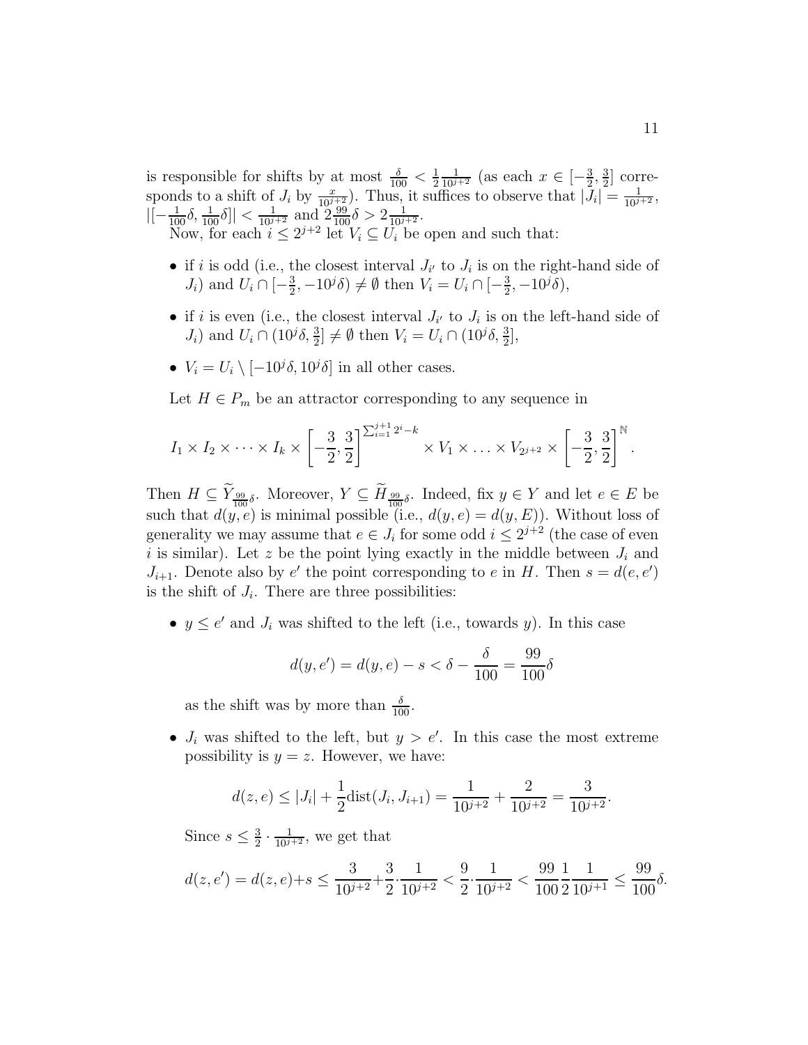is responsible for shifts by at most $\frac{\delta}{100} < \frac{1}{2}\frac{1}{10^{j+2}}$ (as each $x \in [-\frac{3}{2}, \frac{3}{2}]$ corresponds to a shift of $J_i$ by $\frac{x}{10^{j+2}}$). Thus, it suffices to observe that $|J_i| = \frac{1}{10^{j+2}}$, $|[-\frac{1}{100}\delta, \frac{1}{100}\delta]| < \frac{1}{10^{j+2}}$ and $2\frac{99}{100}\delta > 2\frac{1}{10^{j+2}}$.

Now, for each $i \leq 2^{j+2}$ let $V_i \subseteq U_i$ be open and such that:

- if $i$ is odd (i.e., the closest interval $J_{i'}$ to $J_i$ is on the right-hand side of $J_i$) and $U_i \cap [-\frac{3}{2}, -10^j\delta) \neq \emptyset$ then $V_i = U_i \cap [-\frac{3}{2}, -10^j\delta)$,
- if $i$ is even (i.e., the closest interval $J_{i'}$ to $J_i$ is on the left-hand side of $J_i$) and $U_i \cap (10^j\delta, \frac{3}{2}] \neq \emptyset$ then $V_i = U_i \cap (10^j\delta, \frac{3}{2}]$,
- $V_i = U_i \setminus [-10^j\delta, 10^j\delta]$ in all other cases.

Let $H \in P_m$ be an attractor corresponding to any sequence in

$$I_1 \times I_2 \times \cdots \times I_k \times \left[-\frac{3}{2}, \frac{3}{2}\right]^{\sum_{i=1}^{j+1} 2^i - k} \times V_1 \times \ldots \times V_{2^{j+2}} \times \left[-\frac{3}{2}, \frac{3}{2}\right]^{\mathbb{N}}.$$

Then $H \subseteq \widetilde{Y}_{\frac{99}{100}\delta}$. Moreover, $Y \subseteq \widetilde{H}_{\frac{99}{100}\delta}$. Indeed, fix $y \in Y$ and let $e \in E$ be such that $d(y, e)$ is minimal possible (i.e., $d(y, e) = d(y, E)$). Without loss of generality we may assume that $e \in J_i$ for some odd $i \leq 2^{j+2}$ (the case of even $i$ is similar). Let $z$ be the point lying exactly in the middle between $J_i$ and $J_{i+1}$. Denote also by $e'$ the point corresponding to $e$ in $H$. Then $s = d(e, e')$ is the shift of $J_i$. There are three possibilities:

- $y \leq e'$ and $J_i$ was shifted to the left (i.e., towards $y$). In this case
$$d(y, e') = d(y, e) - s < \delta - \frac{\delta}{100} = \frac{99}{100}\delta$$
as the shift was by more than $\frac{\delta}{100}$.

- $J_i$ was shifted to the left, but $y > e'$. In this case the most extreme possibility is $y = z$. However, we have:
$$d(z, e) \leq |J_i| + \frac{1}{2}\mathrm{dist}(J_i, J_{i+1}) = \frac{1}{10^{j+2}} + \frac{2}{10^{j+2}} = \frac{3}{10^{j+2}}.$$
Since $s \leq \frac{3}{2} \cdot \frac{1}{10^{j+2}}$, we get that
$$d(z, e') = d(z, e) + s \leq \frac{3}{10^{j+2}} + \frac{3}{2} \cdot \frac{1}{10^{j+2}} < \frac{9}{2} \cdot \frac{1}{10^{j+2}} < \frac{99}{100}\frac{1}{2}\frac{1}{10^{j+1}} \leq \frac{99}{100}\delta.$$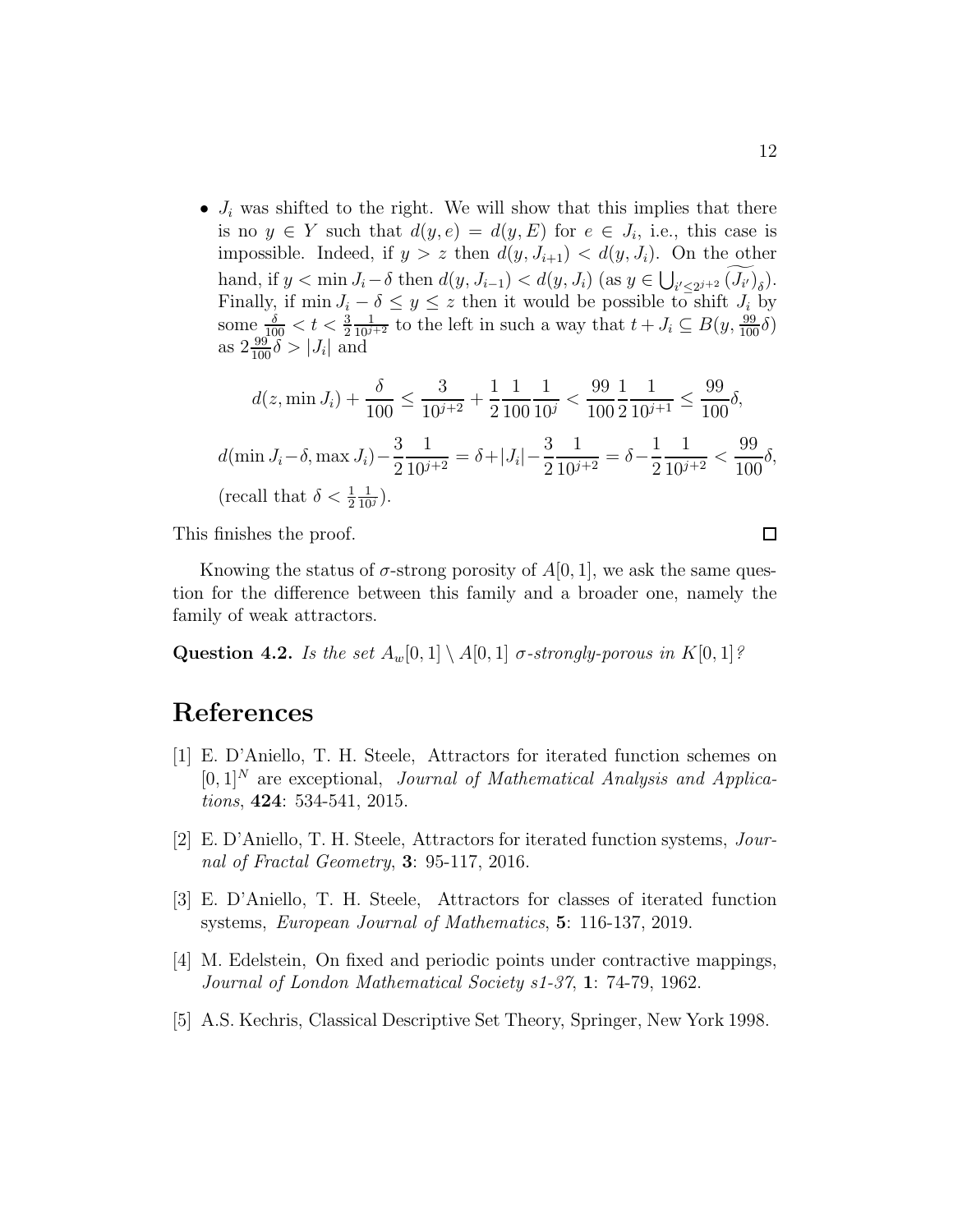- $J_i$ was shifted to the right. We will show that this implies that there is no $y \in Y$ such that $d(y,e) = d(y,E)$ for $e \in J_i$, i.e., this case is impossible. Indeed, if $y > z$ then $d(y, J_{i+1}) < d(y, J_i)$. On the other hand, if $y < \min J_i - \delta$ then $d(y, J_{i-1}) < d(y, J_i)$ (as $y \in \bigcup_{i' \le 2^{j+2}} \widetilde{(J_{i'})}_\delta$). Finally, if $\min J_i - \delta \le y \le z$ then it would be possible to shift $J_i$ by some $\frac{\delta}{100} < t < \frac{3}{2}\frac{1}{10^{j+2}}$ to the left in such a way that $t + J_i \subseteq B(y, \frac{99}{100}\delta)$ as $2\frac{99}{100}\delta > |J_i|$ and

  $$d(z, \min J_i) + \frac{\delta}{100} \le \frac{3}{10^{j+2}} + \frac{1}{2}\frac{1}{100}\frac{1}{10^j} < \frac{99}{100}\frac{1}{2}\frac{1}{10^{j+1}} \le \frac{99}{100}\delta,$$

  $$d(\min J_i - \delta, \max J_i) - \frac{3}{2}\frac{1}{10^{j+2}} = \delta + |J_i| - \frac{3}{2}\frac{1}{10^{j+2}} = \delta - \frac{1}{2}\frac{1}{10^{j+2}} < \frac{99}{100}\delta,$$

  (recall that $\delta < \frac{1}{2}\frac{1}{10^j}$).

This finishes the proof. $\square$

Knowing the status of $\sigma$-strong porosity of $A[0,1]$, we ask the same question for the difference between this family and a broader one, namely the family of weak attractors.

**Question 4.2.** *Is the set $A_w[0,1] \setminus A[0,1]$ $\sigma$-strongly-porous in $K[0,1]$?*

# References

[1] E. D'Aniello, T. H. Steele, Attractors for iterated function schemes on $[0,1]^N$ are exceptional, *Journal of Mathematical Analysis and Applications*, **424**: 534-541, 2015.

[2] E. D'Aniello, T. H. Steele, Attractors for iterated function systems, *Journal of Fractal Geometry*, **3**: 95-117, 2016.

[3] E. D'Aniello, T. H. Steele, Attractors for classes of iterated function systems, *European Journal of Mathematics*, **5**: 116-137, 2019.

[4] M. Edelstein, On fixed and periodic points under contractive mappings, *Journal of London Mathematical Society s1-37*, **1**: 74-79, 1962.

[5] A.S. Kechris, Classical Descriptive Set Theory, Springer, New York 1998.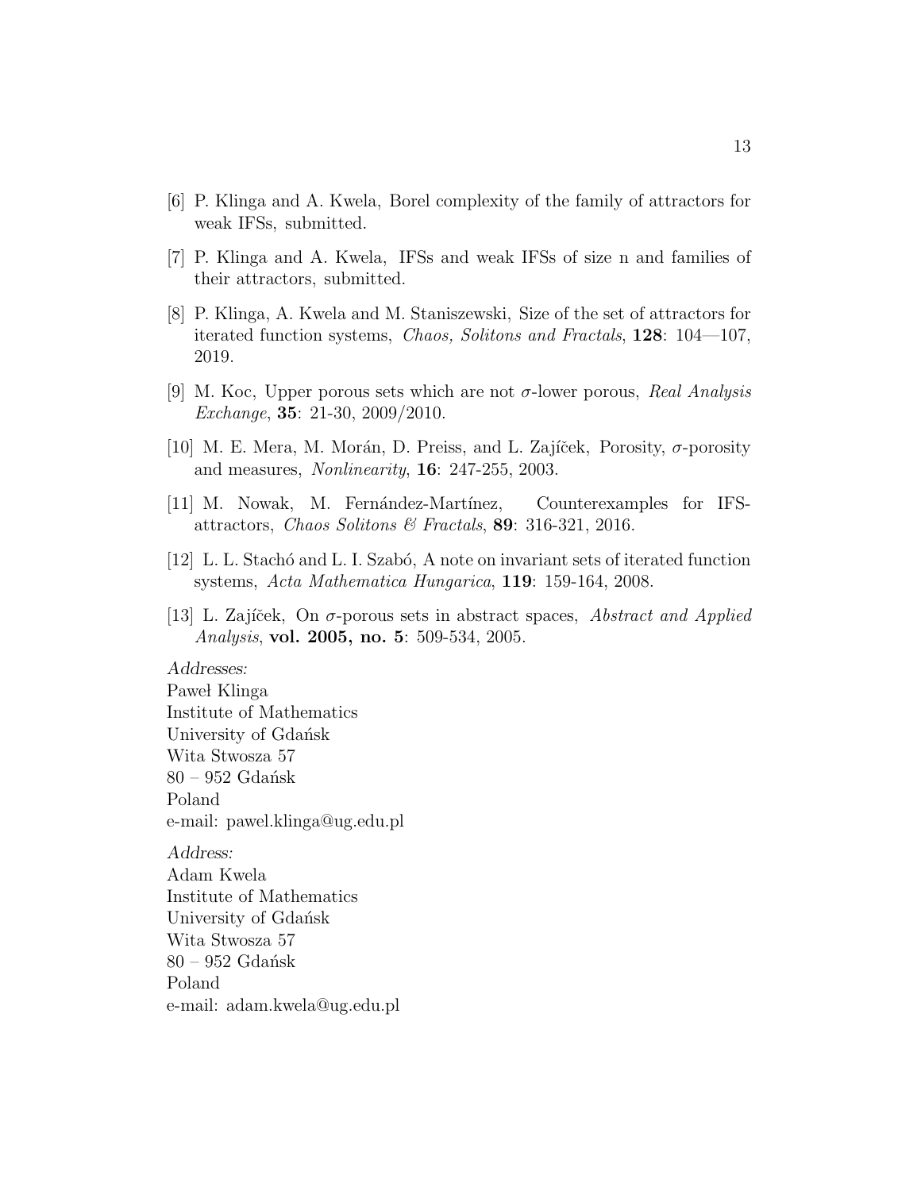[6] P. Klinga and A. Kwela, Borel complexity of the family of attractors for weak IFSs, submitted.

[7] P. Klinga and A. Kwela, IFSs and weak IFSs of size n and families of their attractors, submitted.

[8] P. Klinga, A. Kwela and M. Staniszewski, Size of the set of attractors for iterated function systems, *Chaos, Solitons and Fractals*, **128**: 104—107, 2019.

[9] M. Koc, Upper porous sets which are not $\sigma$-lower porous, *Real Analysis Exchange*, **35**: 21-30, 2009/2010.

[10] M. E. Mera, M. Morán, D. Preiss, and L. Zajíček, Porosity, $\sigma$-porosity and measures, *Nonlinearity*, **16**: 247-255, 2003.

[11] M. Nowak, M. Fernández-Martínez, Counterexamples for IFS-attractors, *Chaos Solitons & Fractals*, **89**: 316-321, 2016.

[12] L. L. Stachó and L. I. Szabó, A note on invariant sets of iterated function systems, *Acta Mathematica Hungarica*, **119**: 159-164, 2008.

[13] L. Zajíček, On $\sigma$-porous sets in abstract spaces, *Abstract and Applied Analysis*, **vol. 2005, no. 5**: 509-534, 2005.

*Addresses:*
Paweł Klinga
Institute of Mathematics
University of Gdańsk
Wita Stwosza 57
80 – 952 Gdańsk
Poland
e-mail: pawel.klinga@ug.edu.pl

*Address:*
Adam Kwela
Institute of Mathematics
University of Gdańsk
Wita Stwosza 57
80 – 952 Gdańsk
Poland
e-mail: adam.kwela@ug.edu.pl